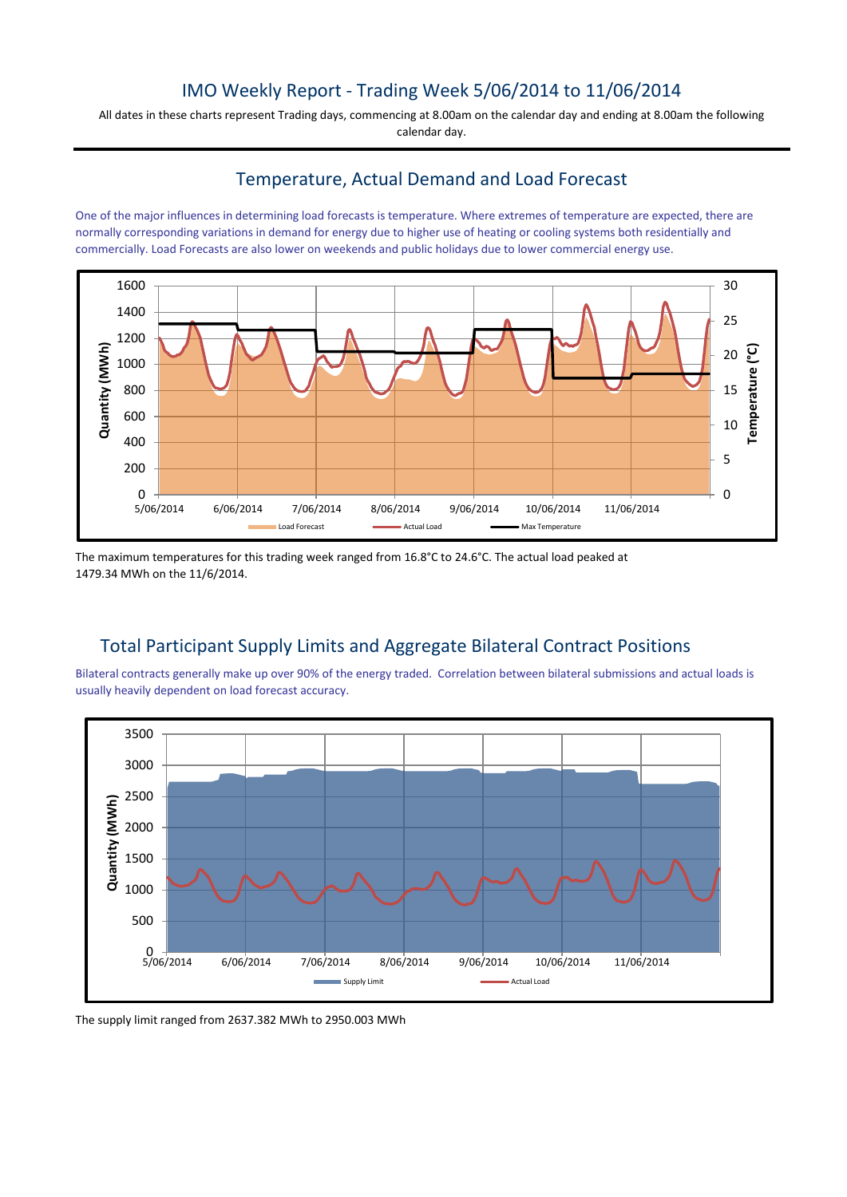# IMO Weekly Report - Trading Week 5/06/2014 to 11/06/2014

All dates in these charts represent Trading days, commencing at 8.00am on the calendar day and ending at 8.00am the following calendar day.

## Temperature, Actual Demand and Load Forecast

One of the major influences in determining load forecasts is temperature. Where extremes of temperature are expected, there are normally corresponding variations in demand for energy due to higher use of heating or cooling systems both residentially and commercially. Load Forecasts are also lower on weekends and public holidays due to lower commercial energy use.

The maximum temperatures for this trading week ranged from 16.8°C to 24.6°C. The actual load peaked at 1479.34 MWh on the 11/6/2014.

## Total Participant Supply Limits and Aggregate Bilateral Contract Positions

Bilateral contracts generally make up over 90% of the energy traded. Correlation between bilateral submissions and actual loads is usually heavily dependent on load forecast accuracy.

The supply limit ranged from 2637.382 MWh to 2950.003 MWh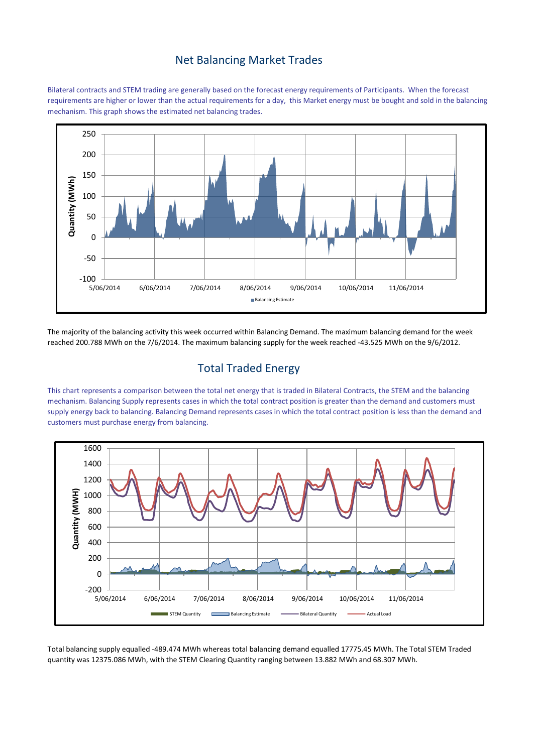## Net Balancing Market Trades

Bilateral contracts and STEM trading are generally based on the forecast energy requirements of Participants. When the forecast requirements are higher or lower than the actual requirements for a day, this Market energy must be bought and sold in the balancing mechanism. This graph shows the estimated net balancing trades.

The majority of the balancing activity this week occurred within Balancing Demand. The maximum balancing demand for the week reached 200.788 MWh on the 7/6/2014. The maximum balancing supply for the week reached -43.525 MWh on the 9/6/2012.

## Total Traded Energy

This chart represents a comparison between the total net energy that is traded in Bilateral Contracts, the STEM and the balancing mechanism. Balancing Supply represents cases in which the total contract position is greater than the demand and customers must supply energy back to balancing. Balancing Demand represents cases in which the total contract position is less than the demand and customers must purchase energy from balancing.

Total balancing supply equalled -489.474 MWh whereas total balancing demand equalled 17775.45 MWh. The Total STEM Traded quantity was 12375.086 MWh, with the STEM Clearing Quantity ranging between 13.882 MWh and 68.307 MWh.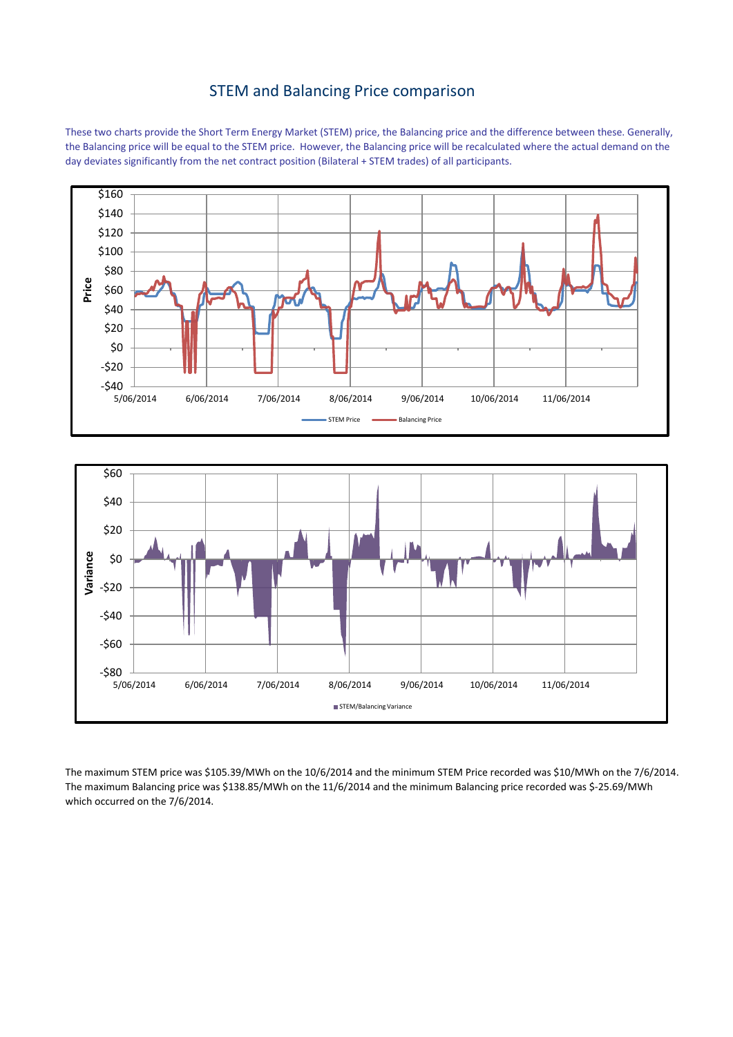# STEM and Balancing Price comparison

These two charts provide the Short Term Energy Market (STEM) price, the Balancing price and the difference between these. Generally, the Balancing price will be equal to the STEM price. However, the Balancing price will be recalculated where the actual demand on the day deviates significantly from the net contract position (Bilateral + STEM trades) of all participants.

Price

$160
$140
$120
$100
$80
$60
$40
$20
$0
-$20
-$40

5/06/2014 6/06/2014 7/06/2014 8/06/2014 9/06/2014 10/06/2014 11/06/2014

STEM Price Balancing Price

Variance

$60
$40
$20
$0
-$20
-$40
-$60
-$80

5/06/2014 6/06/2014 7/06/2014 8/06/2014 9/06/2014 10/06/2014 11/06/2014

STEM/Balancing Variance

The maximum STEM price was $105.39/MWh on the 10/6/2014 and the minimum STEM Price recorded was $10/MWh on the 7/6/2014. The maximum Balancing price was $138.85/MWh on the 11/6/2014 and the minimum Balancing price recorded was $-25.69/MWh which occurred on the 7/6/2014.